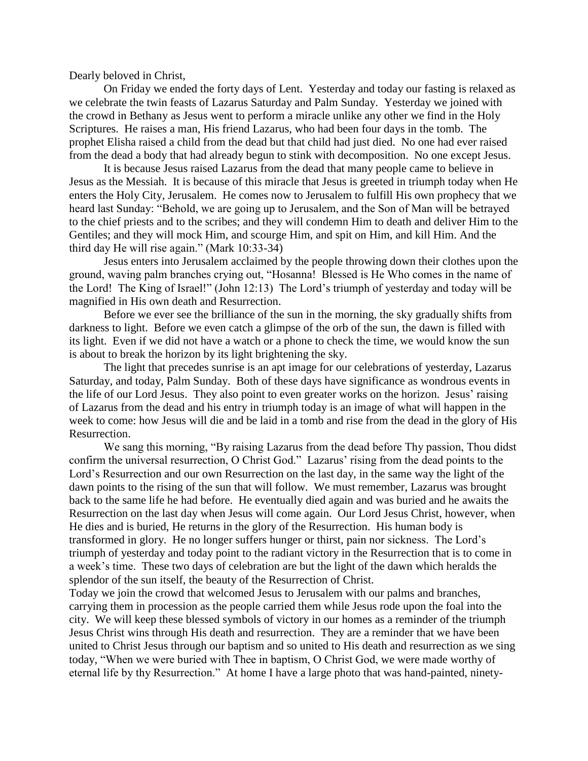Dearly beloved in Christ,

On Friday we ended the forty days of Lent. Yesterday and today our fasting is relaxed as we celebrate the twin feasts of Lazarus Saturday and Palm Sunday. Yesterday we joined with the crowd in Bethany as Jesus went to perform a miracle unlike any other we find in the Holy Scriptures. He raises a man, His friend Lazarus, who had been four days in the tomb. The prophet Elisha raised a child from the dead but that child had just died. No one had ever raised from the dead a body that had already begun to stink with decomposition. No one except Jesus.

It is because Jesus raised Lazarus from the dead that many people came to believe in Jesus as the Messiah. It is because of this miracle that Jesus is greeted in triumph today when He enters the Holy City, Jerusalem. He comes now to Jerusalem to fulfill His own prophecy that we heard last Sunday: "Behold, we are going up to Jerusalem, and the Son of Man will be betrayed to the chief priests and to the scribes; and they will condemn Him to death and deliver Him to the Gentiles; and they will mock Him, and scourge Him, and spit on Him, and kill Him. And the third day He will rise again." (Mark 10:33-34)

Jesus enters into Jerusalem acclaimed by the people throwing down their clothes upon the ground, waving palm branches crying out, "Hosanna! Blessed is He Who comes in the name of the Lord! The King of Israel!" (John 12:13) The Lord's triumph of yesterday and today will be magnified in His own death and Resurrection.

Before we ever see the brilliance of the sun in the morning, the sky gradually shifts from darkness to light. Before we even catch a glimpse of the orb of the sun, the dawn is filled with its light. Even if we did not have a watch or a phone to check the time, we would know the sun is about to break the horizon by its light brightening the sky.

The light that precedes sunrise is an apt image for our celebrations of yesterday, Lazarus Saturday, and today, Palm Sunday. Both of these days have significance as wondrous events in the life of our Lord Jesus. They also point to even greater works on the horizon. Jesus' raising of Lazarus from the dead and his entry in triumph today is an image of what will happen in the week to come: how Jesus will die and be laid in a tomb and rise from the dead in the glory of His Resurrection.

We sang this morning, "By raising Lazarus from the dead before Thy passion, Thou didst confirm the universal resurrection, O Christ God." Lazarus' rising from the dead points to the Lord's Resurrection and our own Resurrection on the last day, in the same way the light of the dawn points to the rising of the sun that will follow. We must remember, Lazarus was brought back to the same life he had before. He eventually died again and was buried and he awaits the Resurrection on the last day when Jesus will come again. Our Lord Jesus Christ, however, when He dies and is buried, He returns in the glory of the Resurrection. His human body is transformed in glory. He no longer suffers hunger or thirst, pain nor sickness. The Lord's triumph of yesterday and today point to the radiant victory in the Resurrection that is to come in a week's time. These two days of celebration are but the light of the dawn which heralds the splendor of the sun itself, the beauty of the Resurrection of Christ.

Today we join the crowd that welcomed Jesus to Jerusalem with our palms and branches, carrying them in procession as the people carried them while Jesus rode upon the foal into the city. We will keep these blessed symbols of victory in our homes as a reminder of the triumph Jesus Christ wins through His death and resurrection. They are a reminder that we have been united to Christ Jesus through our baptism and so united to His death and resurrection as we sing today, "When we were buried with Thee in baptism, O Christ God, we were made worthy of eternal life by thy Resurrection." At home I have a large photo that was hand-painted, ninety-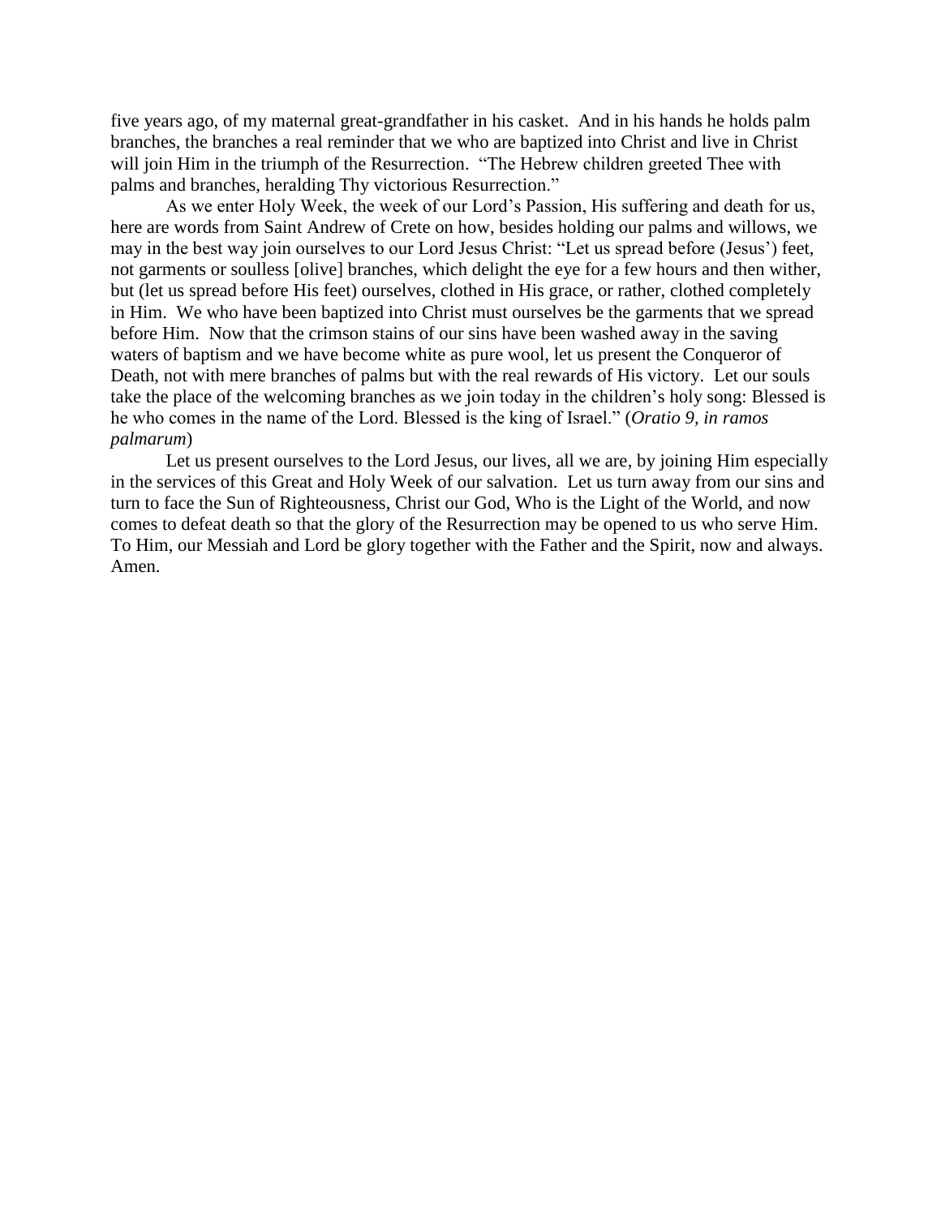five years ago, of my maternal great-grandfather in his casket. And in his hands he holds palm branches, the branches a real reminder that we who are baptized into Christ and live in Christ will join Him in the triumph of the Resurrection. "The Hebrew children greeted Thee with palms and branches, heralding Thy victorious Resurrection."

As we enter Holy Week, the week of our Lord's Passion, His suffering and death for us, here are words from Saint Andrew of Crete on how, besides holding our palms and willows, we may in the best way join ourselves to our Lord Jesus Christ: "Let us spread before (Jesus') feet, not garments or soulless [olive] branches, which delight the eye for a few hours and then wither, but (let us spread before His feet) ourselves, clothed in His grace, or rather, clothed completely in Him. We who have been baptized into Christ must ourselves be the garments that we spread before Him. Now that the crimson stains of our sins have been washed away in the saving waters of baptism and we have become white as pure wool, let us present the Conqueror of Death, not with mere branches of palms but with the real rewards of His victory. Let our souls take the place of the welcoming branches as we join today in the children's holy song: Blessed is he who comes in the name of the Lord. Blessed is the king of Israel." (*Oratio 9, in ramos palmarum*)

Let us present ourselves to the Lord Jesus, our lives, all we are, by joining Him especially in the services of this Great and Holy Week of our salvation. Let us turn away from our sins and turn to face the Sun of Righteousness, Christ our God, Who is the Light of the World, and now comes to defeat death so that the glory of the Resurrection may be opened to us who serve Him. To Him, our Messiah and Lord be glory together with the Father and the Spirit, now and always. Amen.